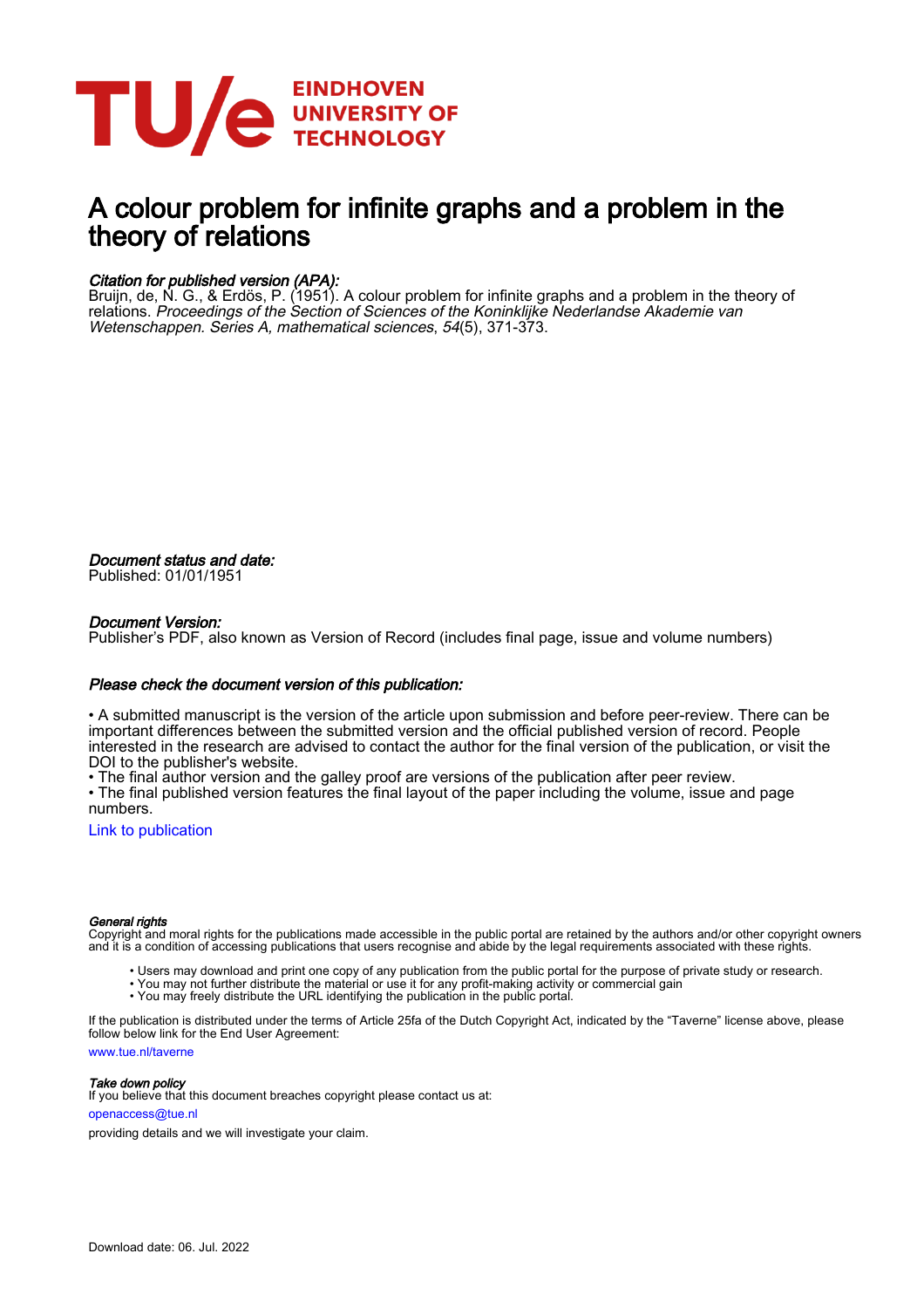EINDHOVEN
UNIVERSITY OF
TECHNOLOGY

# A colour problem for infinite graphs and a problem in the theory of relations

*Citation for published version (APA):*
Bruijn, de, N. G., & Erdös, P. (1951). A colour problem for infinite graphs and a problem in the theory of relations. *Proceedings of the Section of Sciences of the Koninklijke Nederlandse Akademie van Wetenschappen. Series A, mathematical sciences*, *54*(5), 371-373.

*Document status and date:*
Published: 01/01/1951

*Document Version:*
Publisher's PDF, also known as Version of Record (includes final page, issue and volume numbers)

*Please check the document version of this publication:*

• A submitted manuscript is the version of the article upon submission and before peer-review. There can be important differences between the submitted version and the official published version of record. People interested in the research are advised to contact the author for the final version of the publication, or visit the DOI to the publisher's website.
• The final author version and the galley proof are versions of the publication after peer review.
• The final published version features the final layout of the paper including the volume, issue and page numbers.

Link to publication

*General rights*
Copyright and moral rights for the publications made accessible in the public portal are retained by the authors and/or other copyright owners and it is a condition of accessing publications that users recognise and abide by the legal requirements associated with these rights.

- Users may download and print one copy of any publication from the public portal for the purpose of private study or research.
- You may not further distribute the material or use it for any profit-making activity or commercial gain
- You may freely distribute the URL identifying the publication in the public portal.

If the publication is distributed under the terms of Article 25fa of the Dutch Copyright Act, indicated by the "Taverne" license above, please follow below link for the End User Agreement:

www.tue.nl/taverne

*Take down policy*
If you believe that this document breaches copyright please contact us at:

openaccess@tue.nl

providing details and we will investigate your claim.

Download date: 06. Jul. 2022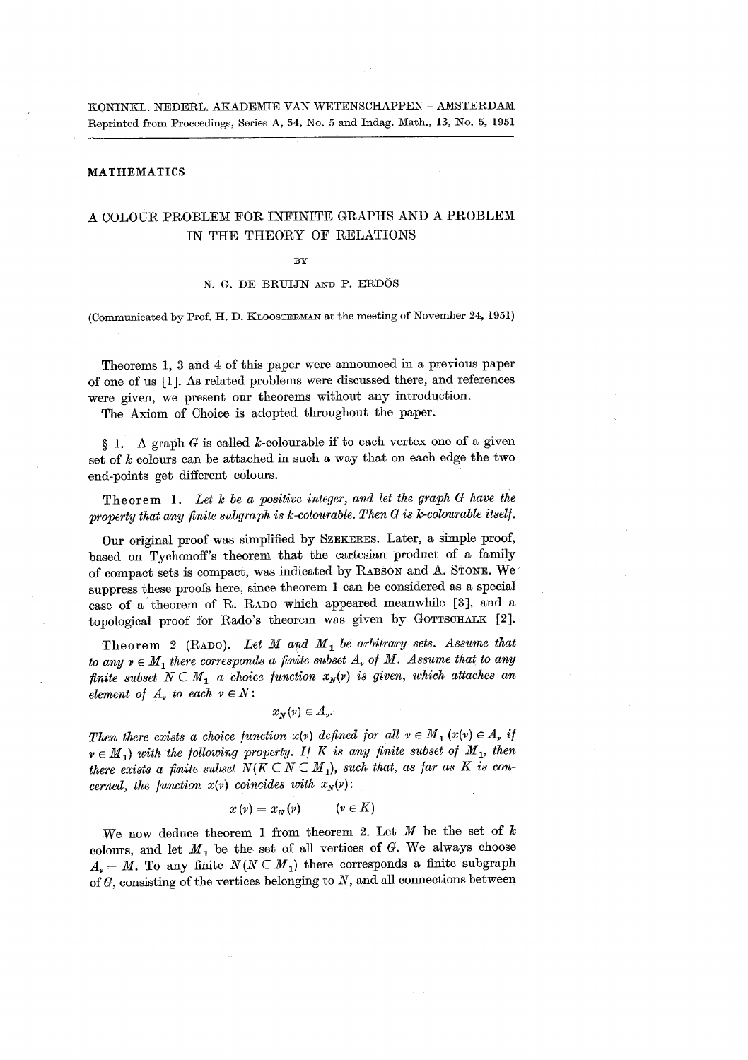KONINKL. NEDERL. AKADEMIE VAN WETENSCHAPPEN – AMSTERDAM
Reprinted from Proceedings, Series A, 54, No. 5 and Indag. Math., 13, No. 5, 1951

**MATHEMATICS**

# A COLOUR PROBLEM FOR INFINITE GRAPHS AND A PROBLEM IN THE THEORY OF RELATIONS

BY

N. G. DE BRUIJN AND P. ERDÖS

(Communicated by Prof. H. D. KLOOSTERMAN at the meeting of November 24, 1951)

Theorems 1, 3 and 4 of this paper were announced in a previous paper of one of us [1]. As related problems were discussed there, and references were given, we present our theorems without any introduction.

The Axiom of Choice is adopted throughout the paper.

§ 1. A graph $G$ is called $k$-colourable if to each vertex one of a given set of $k$ colours can be attached in such a way that on each edge the two end-points get different colours.

Theorem 1. *Let $k$ be a positive integer, and let the graph $G$ have the property that any finite subgraph is $k$-colourable. Then $G$ is $k$-colourable itself.*

Our original proof was simplified by SZEKERES. Later, a simple proof, based on Tychonoff's theorem that the cartesian product of a family of compact sets is compact, was indicated by RABSON and A. STONE. We suppress these proofs here, since theorem 1 can be considered as a special case of a theorem of R. RADO which appeared meanwhile [3], and a topological proof for Rado's theorem was given by GOTTSCHALK [2].

Theorem 2 (RADO). *Let $M$ and $M_1$ be arbitrary sets. Assume that to any $\nu \in M_1$ there corresponds a finite subset $A_\nu$ of $M$. Assume that to any finite subset $N \subset M_1$ a choice function $x_N(\nu)$ is given, which attaches an element of $A_\nu$ to each $\nu \in N$:*

$$x_N(\nu) \in A_\nu.$$

*Then there exists a choice function $x(\nu)$ defined for all $\nu \in M_1$ ($x(\nu) \in A_\nu$ if $\nu \in M_1$) with the following property. If $K$ is any finite subset of $M_1$, then there exists a finite subset $N (K \subset N \subset M_1)$, such that, as far as $K$ is concerned, the function $x(\nu)$ coincides with $x_N(\nu)$:*

$$x(\nu) = x_N(\nu) \qquad (\nu \in K)$$

We now deduce theorem 1 from theorem 2. Let $M$ be the set of $k$ colours, and let $M_1$ be the set of all vertices of $G$. We always choose $A_\nu = M$. To any finite $N (N \subset M_1)$ there corresponds a finite subgraph of $G$, consisting of the vertices belonging to $N$, and all connections between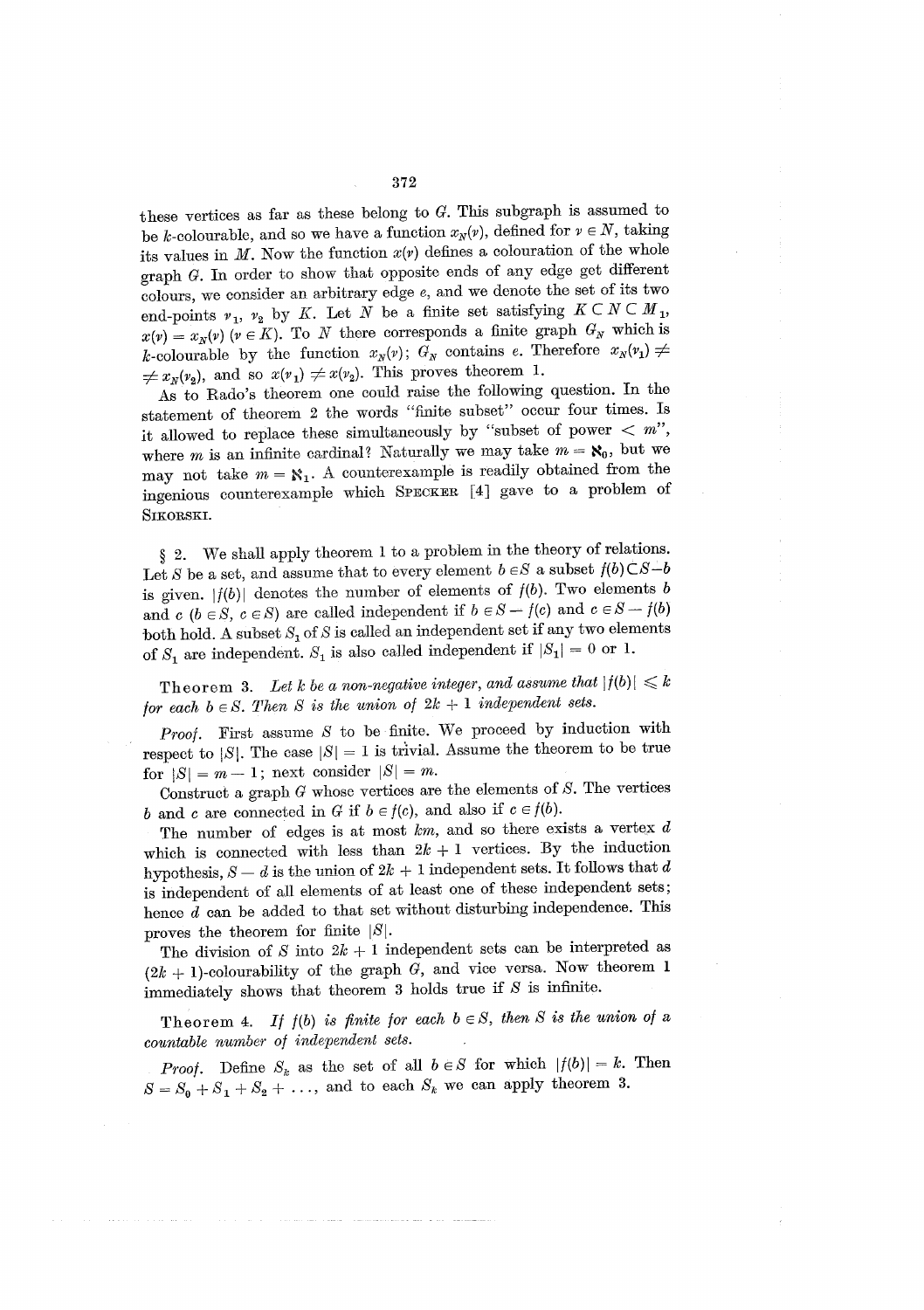these vertices as far as these belong to $G$. This subgraph is assumed to be $k$-colourable, and so we have a function $x_N(v)$, defined for $v \in N$, taking its values in $M$. Now the function $x(v)$ defines a colouration of the whole graph $G$. In order to show that opposite ends of any edge get different colours, we consider an arbitrary edge $e$, and we denote the set of its two end-points $v_1$, $v_2$ by $K$. Let $N$ be a finite set satisfying $K \subset N \subset M_1$, $x(v) = x_N(v)$ $(v \in K)$. To $N$ there corresponds a finite graph $G_N$ which is $k$-colourable by the function $x_N(v)$; $G_N$ contains $e$. Therefore $x_N(v_1) \neq x_N(v_2)$, and so $x(v_1) \neq x(v_2)$. This proves theorem 1.

As to Rado's theorem one could raise the following question. In the statement of theorem 2 the words "finite subset" occur four times. Is it allowed to replace these simultaneously by "subset of power $< m$", where $m$ is an infinite cardinal? Naturally we may take $m = \aleph_0$, but we may not take $m = \aleph_1$. A counterexample is readily obtained from the ingenious counterexample which SPECKER [4] gave to a problem of SIKORSKI.

§ 2. We shall apply theorem 1 to a problem in the theory of relations. Let $S$ be a set, and assume that to every element $b \in S$ a subset $f(b) \subset S - b$ is given. $|f(b)|$ denotes the number of elements of $f(b)$. Two elements $b$ and $c$ $(b \in S,\ c \in S)$ are called independent if $b \in S - f(c)$ and $c \in S - f(b)$ both hold. A subset $S_1$ of $S$ is called an independent set if any two elements of $S_1$ are independent. $S_1$ is also called independent if $|S_1| = 0$ or $1$.

Theorem 3. *Let $k$ be a non-negative integer, and assume that $|f(b)| \leqslant k$ for each $b \in S$. Then $S$ is the union of $2k + 1$ independent sets.*

*Proof.* First assume $S$ to be finite. We proceed by induction with respect to $|S|$. The case $|S| = 1$ is trivial. Assume the theorem to be true for $|S| = m - 1$; next consider $|S| = m$.

Construct a graph $G$ whose vertices are the elements of $S$. The vertices $b$ and $c$ are connected in $G$ if $b \in f(c)$, and also if $c \in f(b)$.

The number of edges is at most $km$, and so there exists a vertex $d$ which is connected with less than $2k + 1$ vertices. By the induction hypothesis, $S - d$ is the union of $2k + 1$ independent sets. It follows that $d$ is independent of all elements of at least one of these independent sets; hence $d$ can be added to that set without disturbing independence. This proves the theorem for finite $|S|$.

The division of $S$ into $2k + 1$ independent sets can be interpreted as $(2k + 1)$-colourability of the graph $G$, and vice versa. Now theorem 1 immediately shows that theorem 3 holds true if $S$ is infinite.

Theorem 4. *If $f(b)$ is finite for each $b \in S$, then $S$ is the union of a countable number of independent sets.*

*Proof.* Define $S_k$ as the set of all $b \in S$ for which $|f(b)| = k$. Then $S = S_0 + S_1 + S_2 + \ldots$, and to each $S_k$ we can apply theorem 3.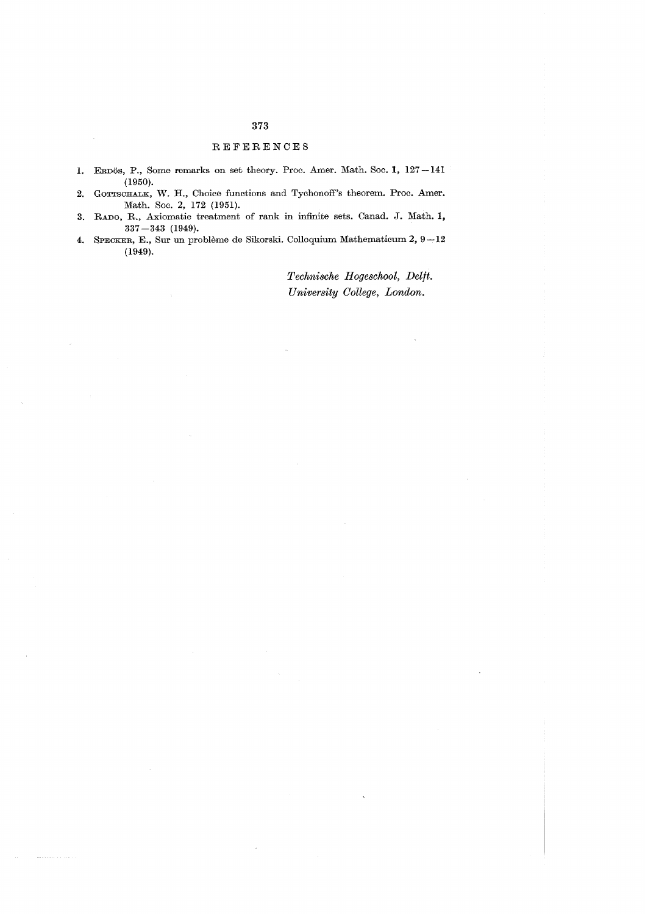## REFERENCES

1. Erdös, P., Some remarks on set theory. Proc. Amer. Math. Soc. **1**, 127–141 (1950).
2. Gottschalk, W. H., Choice functions and Tychonoff's theorem. Proc. Amer. Math. Soc. 2, 172 (1951).
3. Rado, R., Axiomatic treatment of rank in infinite sets. Canad. J. Math. **1**, 337–343 (1949).
4. Specker, E., Sur un problème de Sikorski. Colloquium Mathematicum **2**, 9–12 (1949).

*Technische Hogeschool, Delft.*
*University College, London.*